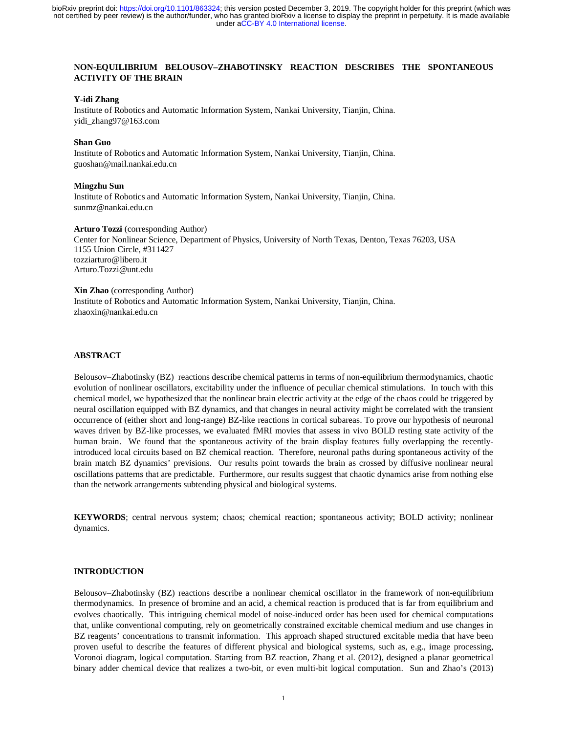# NON-EQUILIBRIUM BELOUSOV–ZHABOTINSKY REACTION DESCRIBES THE SPONTANEOUS ACTIVITY OF THE BRAIN

**Y-idi Zhang**
Institute of Robotics and Automatic Information System, Nankai University, Tianjin, China.
yidi_zhang97@163.com

**Shan Guo**
Institute of Robotics and Automatic Information System, Nankai University, Tianjin, China.
guoshan@mail.nankai.edu.cn

**Mingzhu Sun**
Institute of Robotics and Automatic Information System, Nankai University, Tianjin, China.
sunmz@nankai.edu.cn

**Arturo Tozzi** (corresponding Author)
Center for Nonlinear Science, Department of Physics, University of North Texas, Denton, Texas 76203, USA
1155 Union Circle, #311427
tozziarturo@libero.it
Arturo.Tozzi@unt.edu

**Xin Zhao** (corresponding Author)
Institute of Robotics and Automatic Information System, Nankai University, Tianjin, China.
zhaoxin@nankai.edu.cn

## ABSTRACT

Belousov–Zhabotinsky (BZ) reactions describe chemical patterns in terms of non-equilibrium thermodynamics, chaotic evolution of nonlinear oscillators, excitability under the influence of peculiar chemical stimulations. In touch with this chemical model, we hypothesized that the nonlinear brain electric activity at the edge of the chaos could be triggered by neural oscillation equipped with BZ dynamics, and that changes in neural activity might be correlated with the transient occurrence of (either short and long-range) BZ-like reactions in cortical subareas. To prove our hypothesis of neuronal waves driven by BZ-like processes, we evaluated fMRI movies that assess in vivo BOLD resting state activity of the human brain. We found that the spontaneous activity of the brain display features fully overlapping the recently-introduced local circuits based on BZ chemical reaction. Therefore, neuronal paths during spontaneous activity of the brain match BZ dynamics' previsions. Our results point towards the brain as crossed by diffusive nonlinear neural oscillations patterns that are predictable. Furthermore, our results suggest that chaotic dynamics arise from nothing else than the network arrangements subtending physical and biological systems.

**KEYWORDS**; central nervous system; chaos; chemical reaction; spontaneous activity; BOLD activity; nonlinear dynamics.

## INTRODUCTION

Belousov–Zhabotinsky (BZ) reactions describe a nonlinear chemical oscillator in the framework of non-equilibrium thermodynamics. In presence of bromine and an acid, a chemical reaction is produced that is far from equilibrium and evolves chaotically. This intriguing chemical model of noise-induced order has been used for chemical computations that, unlike conventional computing, rely on geometrically constrained excitable chemical medium and use changes in BZ reagents' concentrations to transmit information. This approach shaped structured excitable media that have been proven useful to describe the features of different physical and biological systems, such as, e.g., image processing, Voronoi diagram, logical computation. Starting from BZ reaction, Zhang et al. (2012), designed a planar geometrical binary adder chemical device that realizes a two-bit, or even multi-bit logical computation. Sun and Zhao's (2013)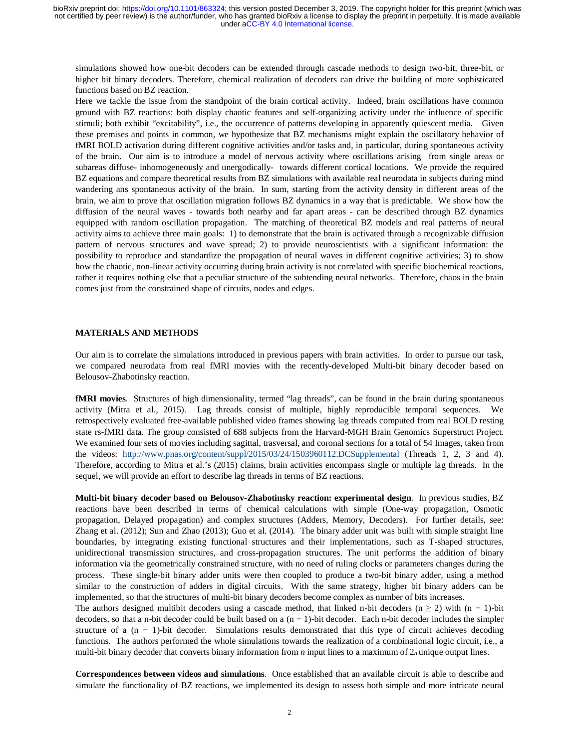simulations showed how one-bit decoders can be extended through cascade methods to design two-bit, three-bit, or higher bit binary decoders. Therefore, chemical realization of decoders can drive the building of more sophisticated functions based on BZ reaction.

Here we tackle the issue from the standpoint of the brain cortical activity. Indeed, brain oscillations have common ground with BZ reactions: both display chaotic features and self-organizing activity under the influence of specific stimuli; both exhibit "excitability", i.e., the occurrence of patterns developing in apparently quiescent media. Given these premises and points in common, we hypothesize that BZ mechanisms might explain the oscillatory behavior of fMRI BOLD activation during different cognitive activities and/or tasks and, in particular, during spontaneous activity of the brain. Our aim is to introduce a model of nervous activity where oscillations arising from single areas or subareas diffuse- inhomogeneously and unergodically- towards different cortical locations. We provide the required BZ equations and compare theoretical results from BZ simulations with available real neurodata in subjects during mind wandering ans spontaneous activity of the brain. In sum, starting from the activity density in different areas of the brain, we aim to prove that oscillation migration follows BZ dynamics in a way that is predictable. We show how the diffusion of the neural waves - towards both nearby and far apart areas - can be described through BZ dynamics equipped with random oscillation propagation. The matching of theoretical BZ models and real patterns of neural activity aims to achieve three main goals: 1) to demonstrate that the brain is activated through a recognizable diffusion pattern of nervous structures and wave spread; 2) to provide neuroscientists with a significant information: the possibility to reproduce and standardize the propagation of neural waves in different cognitive activities; 3) to show how the chaotic, non-linear activity occurring during brain activity is not correlated with specific biochemical reactions, rather it requires nothing else that a peculiar structure of the subtending neural networks. Therefore, chaos in the brain comes just from the constrained shape of circuits, nodes and edges.

## MATERIALS AND METHODS

Our aim is to correlate the simulations introduced in previous papers with brain activities. In order to pursue our task, we compared neurodata from real fMRI movies with the recently-developed Multi-bit binary decoder based on Belousov-Zhabotinsky reaction.

**fMRI movies**. Structures of high dimensionality, termed "lag threads", can be found in the brain during spontaneous activity (Mitra et al., 2015). Lag threads consist of multiple, highly reproducible temporal sequences. We retrospectively evaluated free-available published video frames showing lag threads computed from real BOLD resting state rs-fMRI data. The group consisted of 688 subjects from the Harvard-MGH Brain Genomics Superstruct Project. We examined four sets of movies including sagittal, trasversal, and coronal sections for a total of 54 Images, taken from the videos: http://www.pnas.org/content/suppl/2015/03/24/1503960112.DCSupplemental (Threads 1, 2, 3 and 4). Therefore, according to Mitra et al.'s (2015) claims, brain activities encompass single or multiple lag threads. In the sequel, we will provide an effort to describe lag threads in terms of BZ reactions.

**Multi-bit binary decoder based on Belousov-Zhabotinsky reaction: experimental design**. In previous studies, BZ reactions have been described in terms of chemical calculations with simple (One-way propagation, Osmotic propagation, Delayed propagation) and complex structures (Adders, Memory, Decoders). For further details, see: Zhang et al. (2012); Sun and Zhao (2013); Guo et al. (2014). The binary adder unit was built with simple straight line boundaries, by integrating existing functional structures and their implementations, such as T-shaped structures, unidirectional transmission structures, and cross-propagation structures. The unit performs the addition of binary information via the geometrically constrained structure, with no need of ruling clocks or parameters changes during the process. These single-bit binary adder units were then coupled to produce a two-bit binary adder, using a method similar to the construction of adders in digital circuits. With the same strategy, higher bit binary adders can be implemented, so that the structures of multi-bit binary decoders become complex as number of bits increases.

The authors designed multibit decoders using a cascade method, that linked n-bit decoders ($n \geq 2$) with ($n - 1$)-bit decoders, so that a n-bit decoder could be built based on a ($n - 1$)-bit decoder. Each n-bit decoder includes the simpler structure of a ($n - 1$)-bit decoder. Simulations results demonstrated that this type of circuit achieves decoding functions. The authors performed the whole simulations towards the realization of a combinational logic circuit, i.e., a multi-bit binary decoder that converts binary information from *n* input lines to a maximum of $2_n$ unique output lines.

**Correspondences between videos and simulations**. Once established that an available circuit is able to describe and simulate the functionality of BZ reactions, we implemented its design to assess both simple and more intricate neural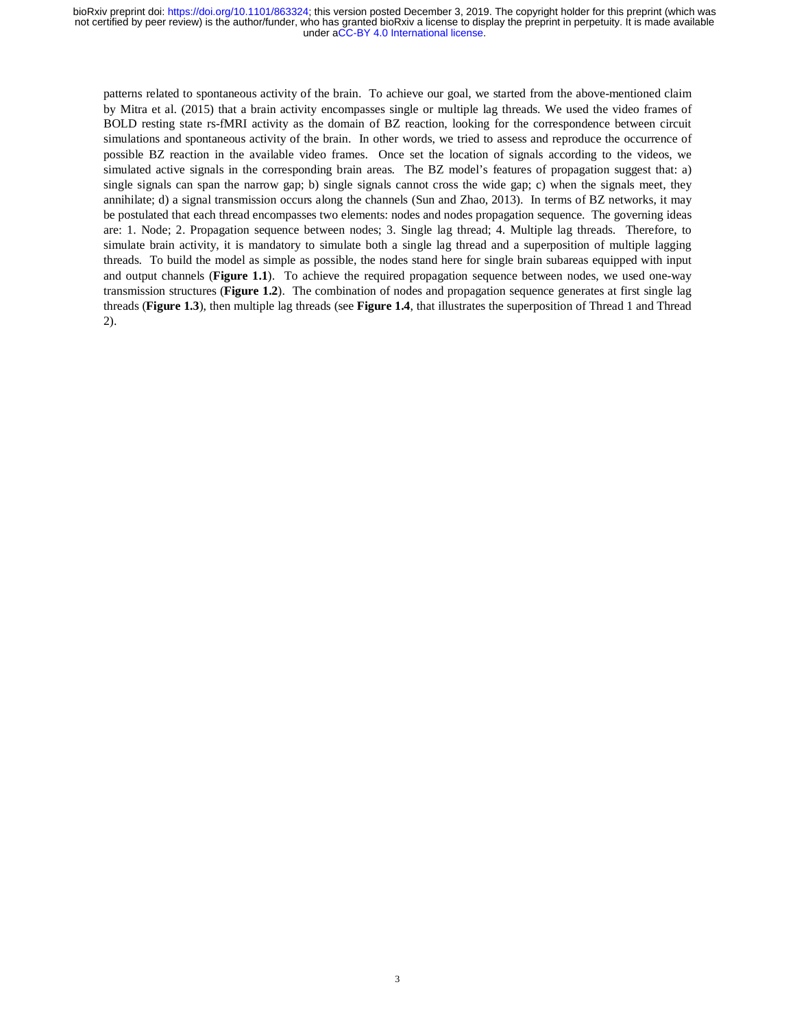patterns related to spontaneous activity of the brain. To achieve our goal, we started from the above-mentioned claim by Mitra et al. (2015) that a brain activity encompasses single or multiple lag threads. We used the video frames of BOLD resting state rs-fMRI activity as the domain of BZ reaction, looking for the correspondence between circuit simulations and spontaneous activity of the brain. In other words, we tried to assess and reproduce the occurrence of possible BZ reaction in the available video frames. Once set the location of signals according to the videos, we simulated active signals in the corresponding brain areas. The BZ model's features of propagation suggest that: a) single signals can span the narrow gap; b) single signals cannot cross the wide gap; c) when the signals meet, they annihilate; d) a signal transmission occurs along the channels (Sun and Zhao, 2013). In terms of BZ networks, it may be postulated that each thread encompasses two elements: nodes and nodes propagation sequence. The governing ideas are: 1. Node; 2. Propagation sequence between nodes; 3. Single lag thread; 4. Multiple lag threads. Therefore, to simulate brain activity, it is mandatory to simulate both a single lag thread and a superposition of multiple lagging threads. To build the model as simple as possible, the nodes stand here for single brain subareas equipped with input and output channels (**Figure 1.1**). To achieve the required propagation sequence between nodes, we used one-way transmission structures (**Figure 1.2**). The combination of nodes and propagation sequence generates at first single lag threads (**Figure 1.3**), then multiple lag threads (see **Figure 1.4**, that illustrates the superposition of Thread 1 and Thread 2).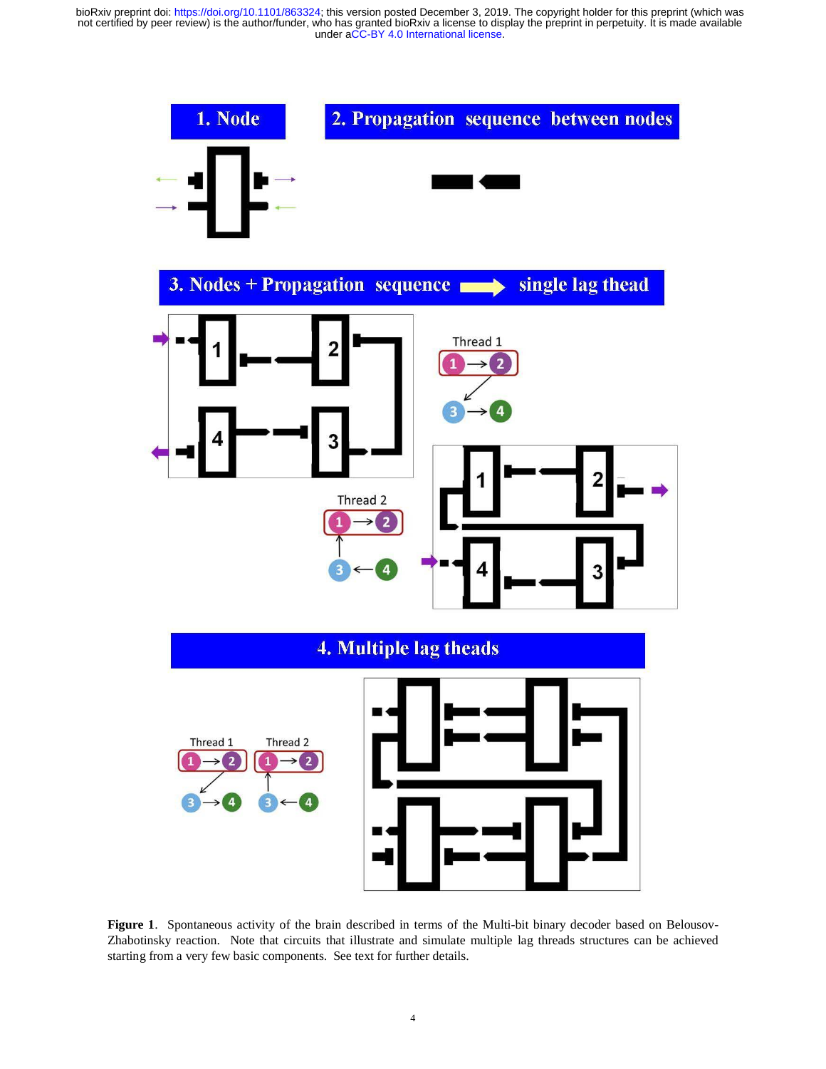**Figure 1**. Spontaneous activity of the brain described in terms of the Multi-bit binary decoder based on Belousov-Zhabotinsky reaction. Note that circuits that illustrate and simulate multiple lag threads structures can be achieved starting from a very few basic components. See text for further details.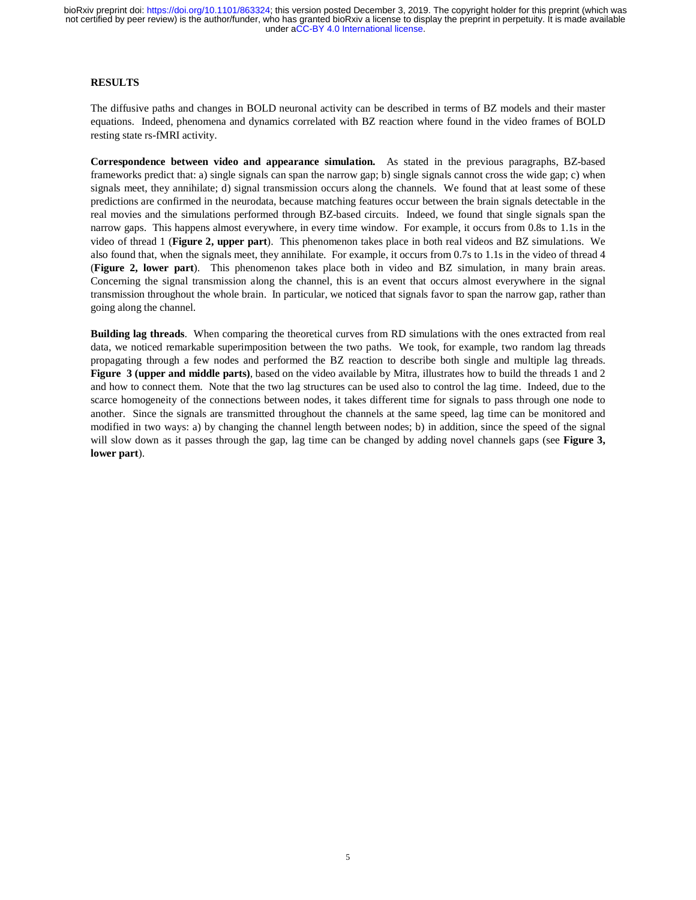## RESULTS

The diffusive paths and changes in BOLD neuronal activity can be described in terms of BZ models and their master equations. Indeed, phenomena and dynamics correlated with BZ reaction where found in the video frames of BOLD resting state rs-fMRI activity.

**Correspondence between video and appearance simulation.** As stated in the previous paragraphs, BZ-based frameworks predict that: a) single signals can span the narrow gap; b) single signals cannot cross the wide gap; c) when signals meet, they annihilate; d) signal transmission occurs along the channels. We found that at least some of these predictions are confirmed in the neurodata, because matching features occur between the brain signals detectable in the real movies and the simulations performed through BZ-based circuits. Indeed, we found that single signals span the narrow gaps. This happens almost everywhere, in every time window. For example, it occurs from 0.8s to 1.1s in the video of thread 1 (**Figure 2, upper part**). This phenomenon takes place in both real videos and BZ simulations. We also found that, when the signals meet, they annihilate. For example, it occurs from 0.7s to 1.1s in the video of thread 4 (**Figure 2, lower part**). This phenomenon takes place both in video and BZ simulation, in many brain areas. Concerning the signal transmission along the channel, this is an event that occurs almost everywhere in the signal transmission throughout the whole brain. In particular, we noticed that signals favor to span the narrow gap, rather than going along the channel.

**Building lag threads**. When comparing the theoretical curves from RD simulations with the ones extracted from real data, we noticed remarkable superimposition between the two paths. We took, for example, two random lag threads propagating through a few nodes and performed the BZ reaction to describe both single and multiple lag threads. **Figure 3 (upper and middle parts)**, based on the video available by Mitra, illustrates how to build the threads 1 and 2 and how to connect them. Note that the two lag structures can be used also to control the lag time. Indeed, due to the scarce homogeneity of the connections between nodes, it takes different time for signals to pass through one node to another. Since the signals are transmitted throughout the channels at the same speed, lag time can be monitored and modified in two ways: a) by changing the channel length between nodes; b) in addition, since the speed of the signal will slow down as it passes through the gap, lag time can be changed by adding novel channels gaps (see **Figure 3, lower part**).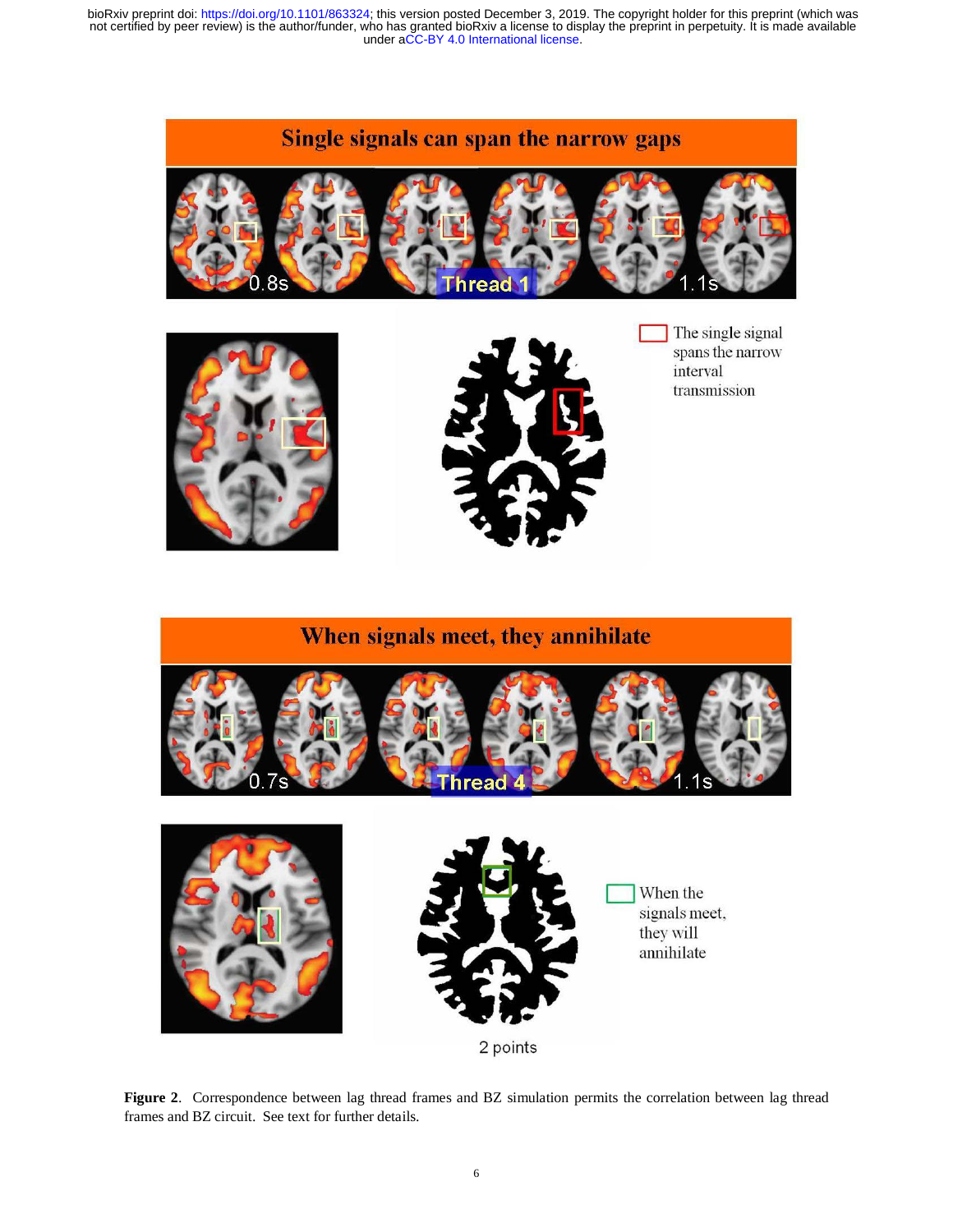**Figure 2**. Correspondence between lag thread frames and BZ simulation permits the correlation between lag thread frames and BZ circuit. See text for further details.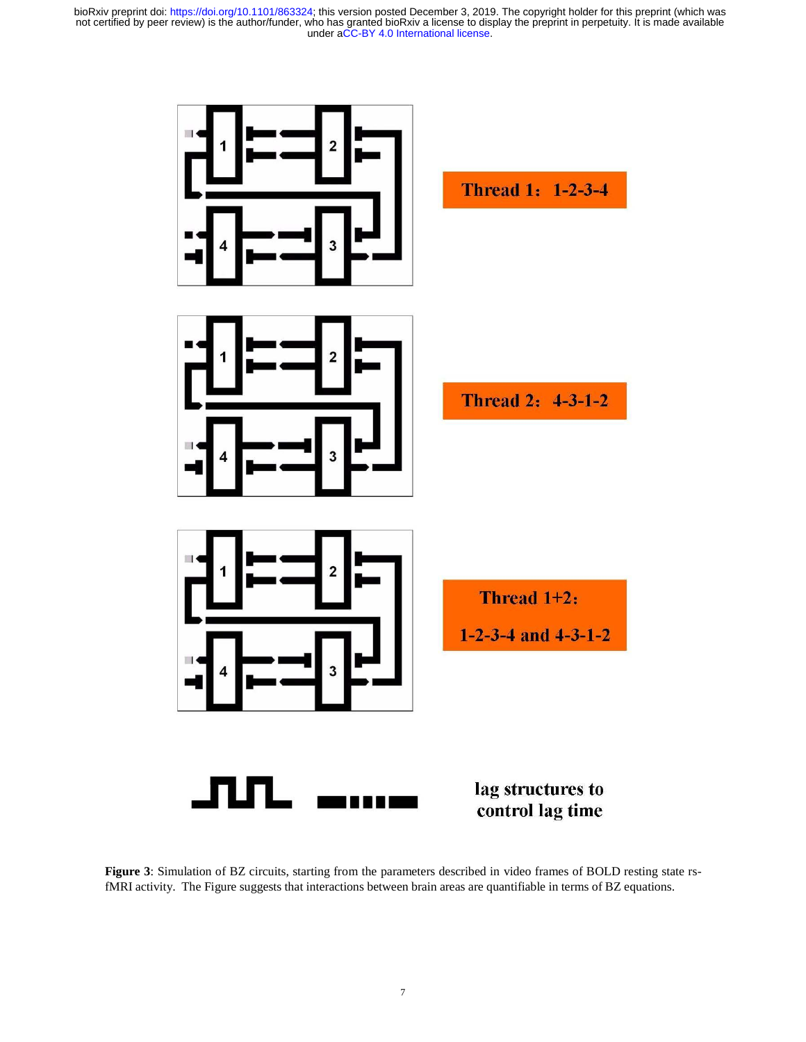Thread 1: 1-2-3-4

Thread 2: 4-3-1-2

Thread 1+2:

1-2-3-4 and 4-3-1-2

lag structures to control lag time

**Figure 3**: Simulation of BZ circuits, starting from the parameters described in video frames of BOLD resting state rs-fMRI activity. The Figure suggests that interactions between brain areas are quantifiable in terms of BZ equations.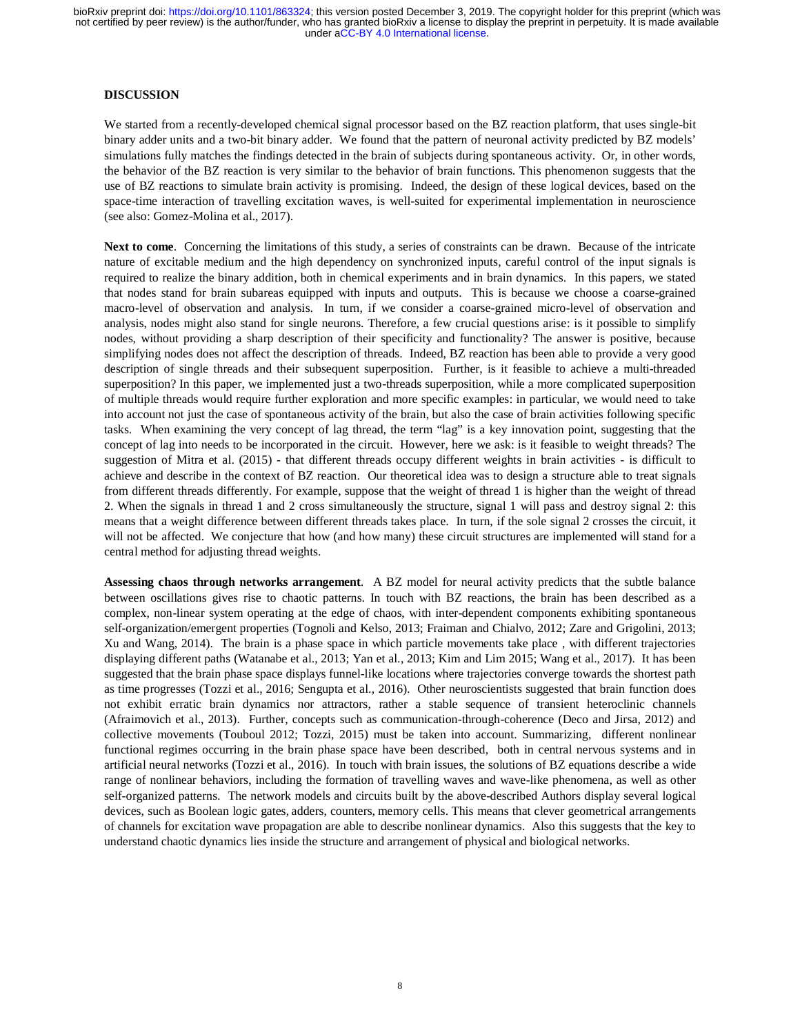## DISCUSSION

We started from a recently-developed chemical signal processor based on the BZ reaction platform, that uses single-bit binary adder units and a two-bit binary adder. We found that the pattern of neuronal activity predicted by BZ models' simulations fully matches the findings detected in the brain of subjects during spontaneous activity. Or, in other words, the behavior of the BZ reaction is very similar to the behavior of brain functions. This phenomenon suggests that the use of BZ reactions to simulate brain activity is promising. Indeed, the design of these logical devices, based on the space-time interaction of travelling excitation waves, is well-suited for experimental implementation in neuroscience (see also: Gomez-Molina et al., 2017).

**Next to come**. Concerning the limitations of this study, a series of constraints can be drawn. Because of the intricate nature of excitable medium and the high dependency on synchronized inputs, careful control of the input signals is required to realize the binary addition, both in chemical experiments and in brain dynamics. In this papers, we stated that nodes stand for brain subareas equipped with inputs and outputs. This is because we choose a coarse-grained macro-level of observation and analysis. In turn, if we consider a coarse-grained micro-level of observation and analysis, nodes might also stand for single neurons. Therefore, a few crucial questions arise: is it possible to simplify nodes, without providing a sharp description of their specificity and functionality? The answer is positive, because simplifying nodes does not affect the description of threads. Indeed, BZ reaction has been able to provide a very good description of single threads and their subsequent superposition. Further, is it feasible to achieve a multi-threaded superposition? In this paper, we implemented just a two-threads superposition, while a more complicated superposition of multiple threads would require further exploration and more specific examples: in particular, we would need to take into account not just the case of spontaneous activity of the brain, but also the case of brain activities following specific tasks. When examining the very concept of lag thread, the term "lag" is a key innovation point, suggesting that the concept of lag into needs to be incorporated in the circuit. However, here we ask: is it feasible to weight threads? The suggestion of Mitra et al. (2015) - that different threads occupy different weights in brain activities - is difficult to achieve and describe in the context of BZ reaction. Our theoretical idea was to design a structure able to treat signals from different threads differently. For example, suppose that the weight of thread 1 is higher than the weight of thread 2. When the signals in thread 1 and 2 cross simultaneously the structure, signal 1 will pass and destroy signal 2: this means that a weight difference between different threads takes place. In turn, if the sole signal 2 crosses the circuit, it will not be affected. We conjecture that how (and how many) these circuit structures are implemented will stand for a central method for adjusting thread weights.

**Assessing chaos through networks arrangement**. A BZ model for neural activity predicts that the subtle balance between oscillations gives rise to chaotic patterns. In touch with BZ reactions, the brain has been described as a complex, non-linear system operating at the edge of chaos, with inter-dependent components exhibiting spontaneous self-organization/emergent properties (Tognoli and Kelso, 2013; Fraiman and Chialvo, 2012; Zare and Grigolini, 2013; Xu and Wang, 2014). The brain is a phase space in which particle movements take place , with different trajectories displaying different paths (Watanabe et al., 2013; Yan et al., 2013; Kim and Lim 2015; Wang et al., 2017). It has been suggested that the brain phase space displays funnel-like locations where trajectories converge towards the shortest path as time progresses (Tozzi et al., 2016; Sengupta et al., 2016). Other neuroscientists suggested that brain function does not exhibit erratic brain dynamics nor attractors, rather a stable sequence of transient heteroclinic channels (Afraimovich et al., 2013). Further, concepts such as communication-through-coherence (Deco and Jirsa, 2012) and collective movements (Touboul 2012; Tozzi, 2015) must be taken into account. Summarizing, different nonlinear functional regimes occurring in the brain phase space have been described, both in central nervous systems and in artificial neural networks (Tozzi et al., 2016). In touch with brain issues, the solutions of BZ equations describe a wide range of nonlinear behaviors, including the formation of travelling waves and wave-like phenomena, as well as other self-organized patterns. The network models and circuits built by the above-described Authors display several logical devices, such as Boolean logic gates, adders, counters, memory cells. This means that clever geometrical arrangements of channels for excitation wave propagation are able to describe nonlinear dynamics. Also this suggests that the key to understand chaotic dynamics lies inside the structure and arrangement of physical and biological networks.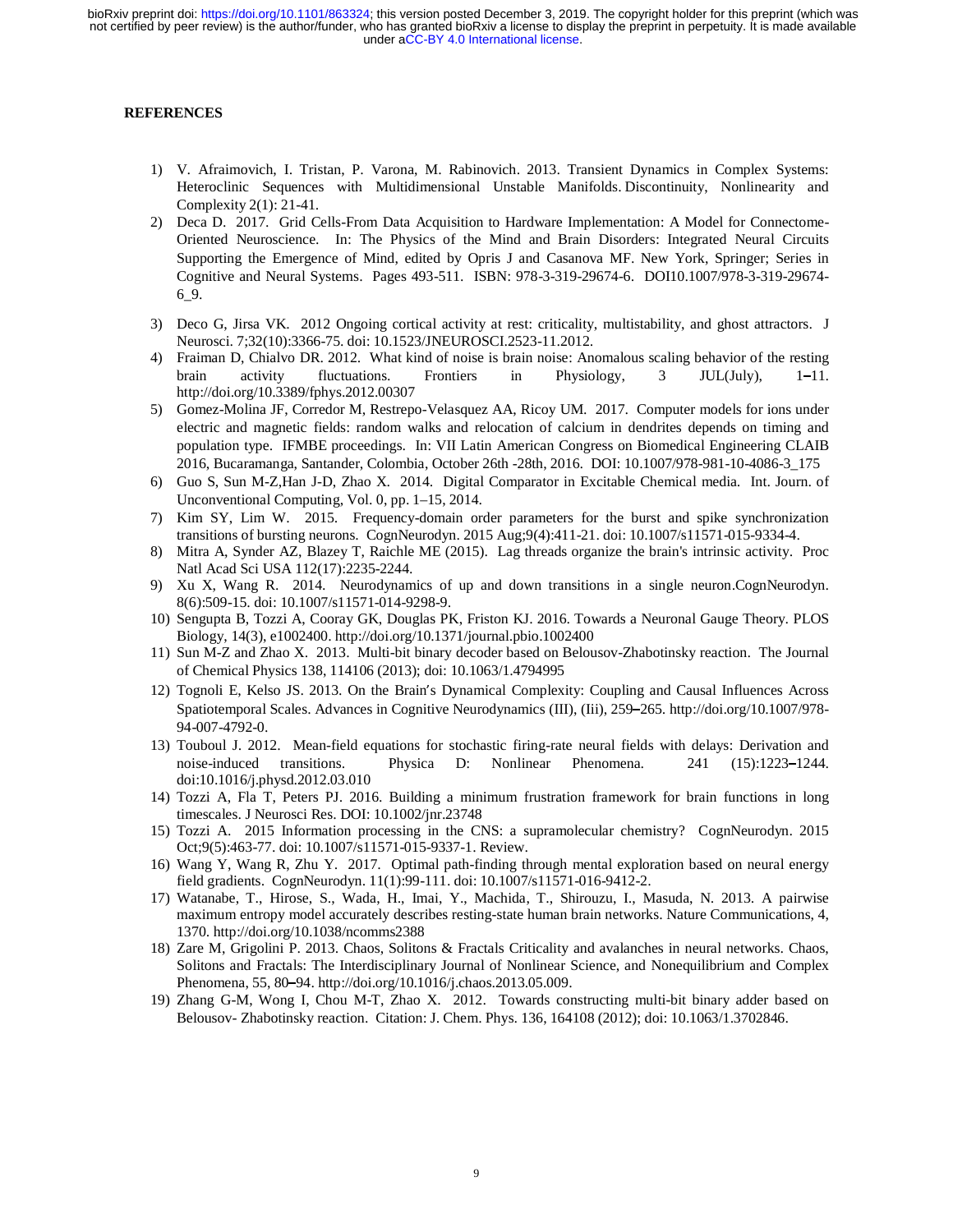## REFERENCES

1) V. Afraimovich, I. Tristan, P. Varona, M. Rabinovich. 2013. Transient Dynamics in Complex Systems: Heteroclinic Sequences with Multidimensional Unstable Manifolds. Discontinuity, Nonlinearity and Complexity 2(1): 21-41.
2) Deca D. 2017. Grid Cells-From Data Acquisition to Hardware Implementation: A Model for Connectome-Oriented Neuroscience. In: The Physics of the Mind and Brain Disorders: Integrated Neural Circuits Supporting the Emergence of Mind, edited by Opris J and Casanova MF. New York, Springer; Series in Cognitive and Neural Systems. Pages 493-511. ISBN: 978-3-319-29674-6. DOI10.1007/978-3-319-29674-6_9.
3) Deco G, Jirsa VK. 2012 Ongoing cortical activity at rest: criticality, multistability, and ghost attractors. J Neurosci. 7;32(10):3366-75. doi: 10.1523/JNEUROSCI.2523-11.2012.
4) Fraiman D, Chialvo DR. 2012. What kind of noise is brain noise: Anomalous scaling behavior of the resting brain activity fluctuations. Frontiers in Physiology, 3 JUL(July), 1–11. http://doi.org/10.3389/fphys.2012.00307
5) Gomez-Molina JF, Corredor M, Restrepo-Velasquez AA, Ricoy UM. 2017. Computer models for ions under electric and magnetic fields: random walks and relocation of calcium in dendrites depends on timing and population type. IFMBE proceedings. In: VII Latin American Congress on Biomedical Engineering CLAIB 2016, Bucaramanga, Santander, Colombia, October 26th -28th, 2016. DOI: 10.1007/978-981-10-4086-3_175
6) Guo S, Sun M-Z,Han J-D, Zhao X. 2014. Digital Comparator in Excitable Chemical media. Int. Journ. of Unconventional Computing, Vol. 0, pp. 1–15, 2014.
7) Kim SY, Lim W. 2015. Frequency-domain order parameters for the burst and spike synchronization transitions of bursting neurons. CognNeurodyn. 2015 Aug;9(4):411-21. doi: 10.1007/s11571-015-9334-4.
8) Mitra A, Synder AZ, Blazey T, Raichle ME (2015). Lag threads organize the brain's intrinsic activity. Proc Natl Acad Sci USA 112(17):2235-2244.
9) Xu X, Wang R. 2014. Neurodynamics of up and down transitions in a single neuron.CognNeurodyn. 8(6):509-15. doi: 10.1007/s11571-014-9298-9.
10) Sengupta B, Tozzi A, Cooray GK, Douglas PK, Friston KJ. 2016. Towards a Neuronal Gauge Theory. PLOS Biology, 14(3), e1002400. http://doi.org/10.1371/journal.pbio.1002400
11) Sun M-Z and Zhao X. 2013. Multi-bit binary decoder based on Belousov-Zhabotinsky reaction. The Journal of Chemical Physics 138, 114106 (2013); doi: 10.1063/1.4794995
12) Tognoli E, Kelso JS. 2013. On the Brain's Dynamical Complexity: Coupling and Causal Influences Across Spatiotemporal Scales. Advances in Cognitive Neurodynamics (III), (Iii), 259–265. http://doi.org/10.1007/978-94-007-4792-0.
13) Touboul J. 2012. Mean-field equations for stochastic firing-rate neural fields with delays: Derivation and noise-induced transitions. Physica D: Nonlinear Phenomena. 241 (15):1223–1244. doi:10.1016/j.physd.2012.03.010
14) Tozzi A, Fla T, Peters PJ. 2016. Building a minimum frustration framework for brain functions in long timescales. J Neurosci Res. DOI: 10.1002/jnr.23748
15) Tozzi A. 2015 Information processing in the CNS: a supramolecular chemistry? CognNeurodyn. 2015 Oct;9(5):463-77. doi: 10.1007/s11571-015-9337-1. Review.
16) Wang Y, Wang R, Zhu Y. 2017. Optimal path-finding through mental exploration based on neural energy field gradients. CognNeurodyn. 11(1):99-111. doi: 10.1007/s11571-016-9412-2.
17) Watanabe, T., Hirose, S., Wada, H., Imai, Y., Machida, T., Shirouzu, I., Masuda, N. 2013. A pairwise maximum entropy model accurately describes resting-state human brain networks. Nature Communications, 4, 1370. http://doi.org/10.1038/ncomms2388
18) Zare M, Grigolini P. 2013. Chaos, Solitons & Fractals Criticality and avalanches in neural networks. Chaos, Solitons and Fractals: The Interdisciplinary Journal of Nonlinear Science, and Nonequilibrium and Complex Phenomena, 55, 80–94. http://doi.org/10.1016/j.chaos.2013.05.009.
19) Zhang G-M, Wong I, Chou M-T, Zhao X. 2012. Towards constructing multi-bit binary adder based on Belousov- Zhabotinsky reaction. Citation: J. Chem. Phys. 136, 164108 (2012); doi: 10.1063/1.3702846.